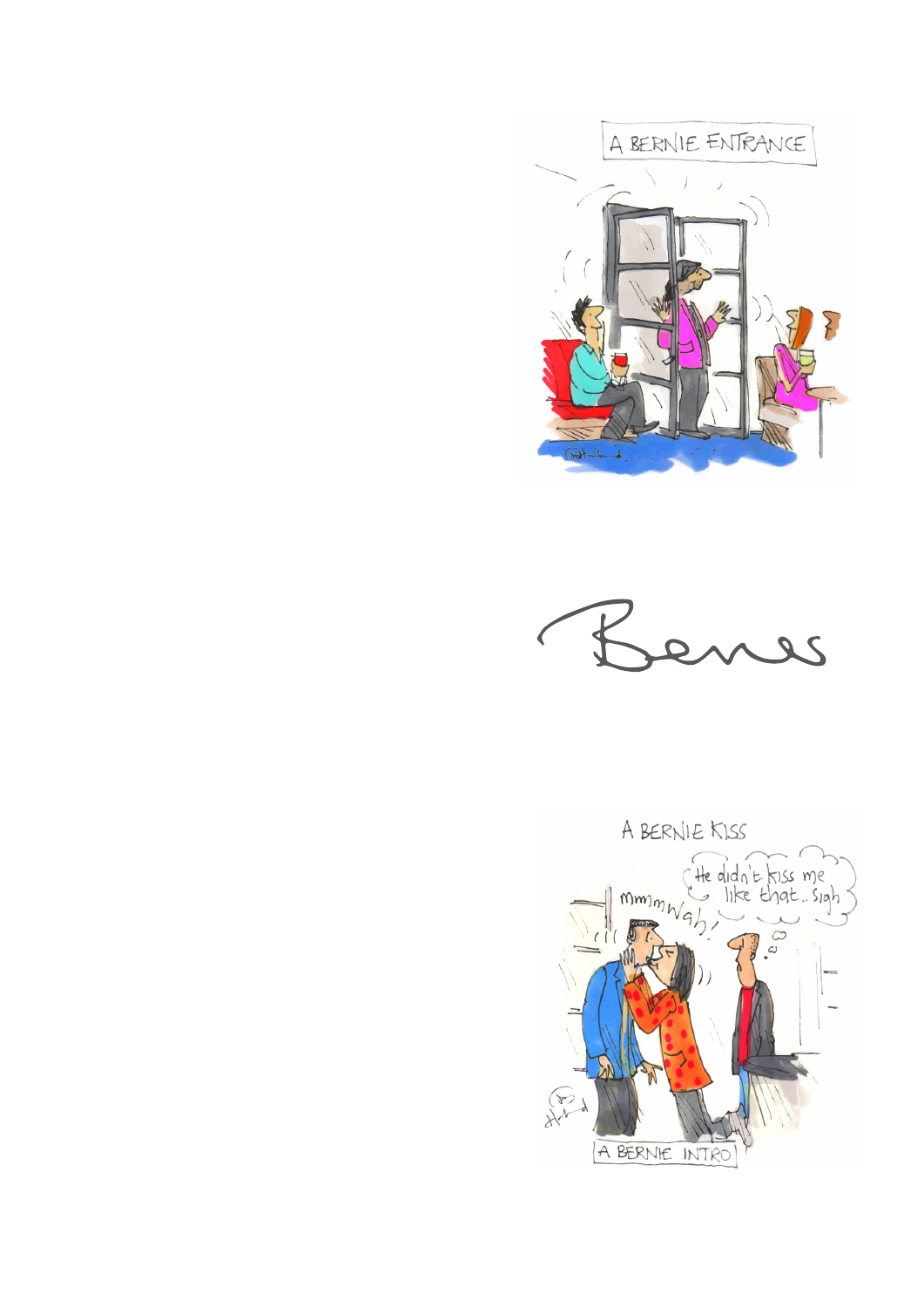A BERNIE ENTRANCE

Bernie

A BERNIE KISS

A BERNIE INTRO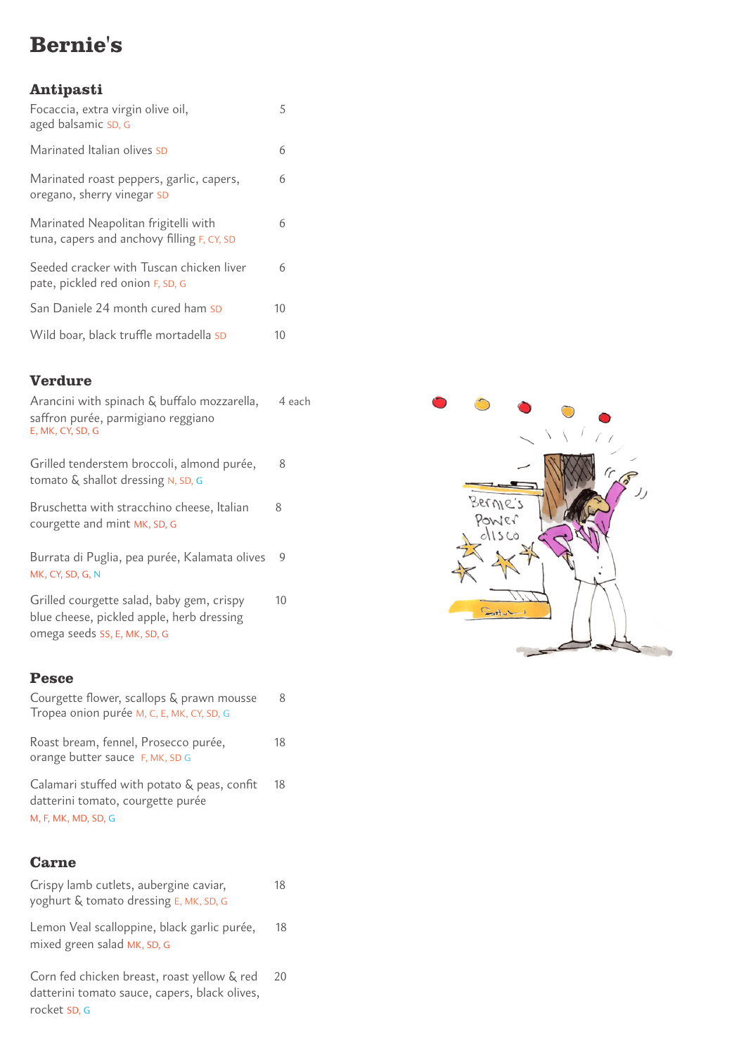# Bernie's

## Antipasti

Focaccia, extra virgin olive oil, aged balsamic SD, G — 5

Marinated Italian olives SD — 6

Marinated roast peppers, garlic, capers, oregano, sherry vinegar SD — 6

Marinated Neapolitan frigitelli with tuna, capers and anchovy filling F, CY, SD — 6

Seeded cracker with Tuscan chicken liver pate, pickled red onion F, SD, G — 6

San Daniele 24 month cured ham SD — 10

Wild boar, black truffle mortadella SD — 10

## Verdure

Arancini with spinach & buffalo mozzarella, saffron purée, parmigiano reggiano E, MK, CY, SD, G — 4 each

Grilled tenderstem broccoli, almond purée, tomato & shallot dressing N, SD, G — 8

Bruschetta with stracchino cheese, Italian courgette and mint MK, SD, G — 8

Burrata di Puglia, pea purée, Kalamata olives MK, CY, SD, G, N — 9

Grilled courgette salad, baby gem, crispy blue cheese, pickled apple, herb dressing omega seeds SS, E, MK, SD, G — 10

## Pesce

Courgette flower, scallops & prawn mousse Tropea onion purée M, C, E, MK, CY, SD, G — 8

Roast bream, fennel, Prosecco purée, orange butter sauce F, MK, SD G — 18

Calamari stuffed with potato & peas, confit datterini tomato, courgette purée M, F, MK, MD, SD, G — 18

## Carne

Crispy lamb cutlets, aubergine caviar, yoghurt & tomato dressing E, MK, SD, G — 18

Lemon Veal scalloppine, black garlic purée, mixed green salad MK, SD, G — 18

Corn fed chicken breast, roast yellow & red datterini tomato sauce, capers, black olives, rocket SD, G — 20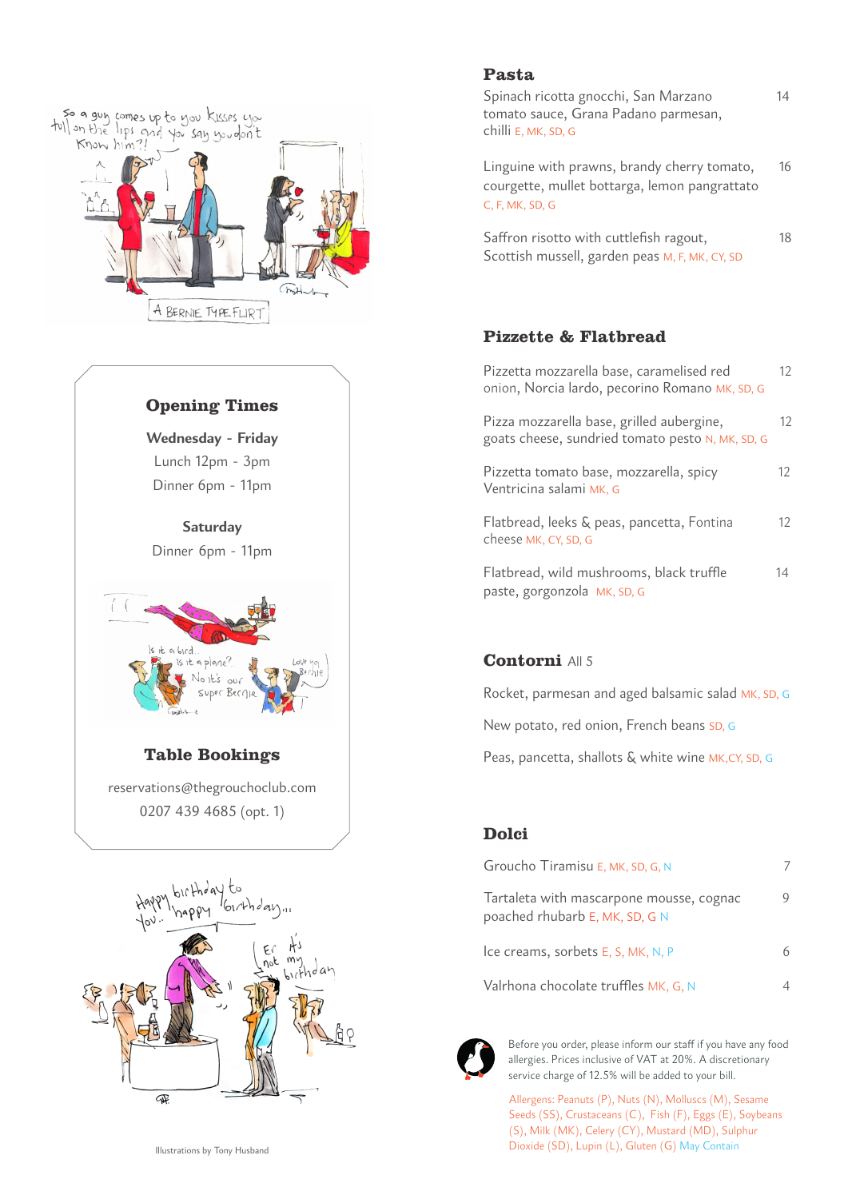## Pasta

Spinach ricotta gnocchi, San Marzano tomato sauce, Grana Padano parmesan, chilli E, MK, SD, G — 14

Linguine with prawns, brandy cherry tomato, courgette, mullet bottarga, lemon pangrattato C, F, MK, SD, G — 16

Saffron risotto with cuttlefish ragout, Scottish mussell, garden peas M, F, MK, CY, SD — 18

## Pizzette & Flatbread

Pizzetta mozzarella base, caramelised red onion, Norcia lardo, pecorino Romano MK, SD, G — 12

Pizza mozzarella base, grilled aubergine, goats cheese, sundried tomato pesto N, MK, SD, G — 12

Pizzetta tomato base, mozzarella, spicy Ventricina salami MK, G — 12

Flatbread, leeks & peas, pancetta, Fontina cheese MK, CY, SD, G — 12

Flatbread, wild mushrooms, black truffle paste, gorgonzola MK, SD, G — 14

## Contorni All 5

Rocket, parmesan and aged balsamic salad MK, SD, G

New potato, red onion, French beans SD, G

Peas, pancetta, shallots & white wine MK,CY, SD, G

## Dolci

Groucho Tiramisu E, MK, SD, G, N — 7

Tartaleta with mascarpone mousse, cognac poached rhubarb E, MK, SD, G N — 9

Ice creams, sorbets E, S, MK, N, P — 6

Valrhona chocolate truffles MK, G, N — 4

Before you order, please inform our staff if you have any food allergies. Prices inclusive of VAT at 20%. A discretionary service charge of 12.5% will be added to your bill.

Allergens: Peanuts (P), Nuts (N), Molluscs (M), Sesame Seeds (SS), Crustaceans (C), Fish (F), Eggs (E), Soybeans (S), Milk (MK), Celery (CY), Mustard (MD), Sulphur Dioxide (SD), Lupin (L), Gluten (G) May Contain

## Opening Times

**Wednesday - Friday**
Lunch 12pm - 3pm
Dinner 6pm - 11pm

**Saturday**
Dinner 6pm - 11pm

## Table Bookings

reservations@thegrouchoclub.com
0207 439 4685 (opt. 1)

Illustrations by Tony Husband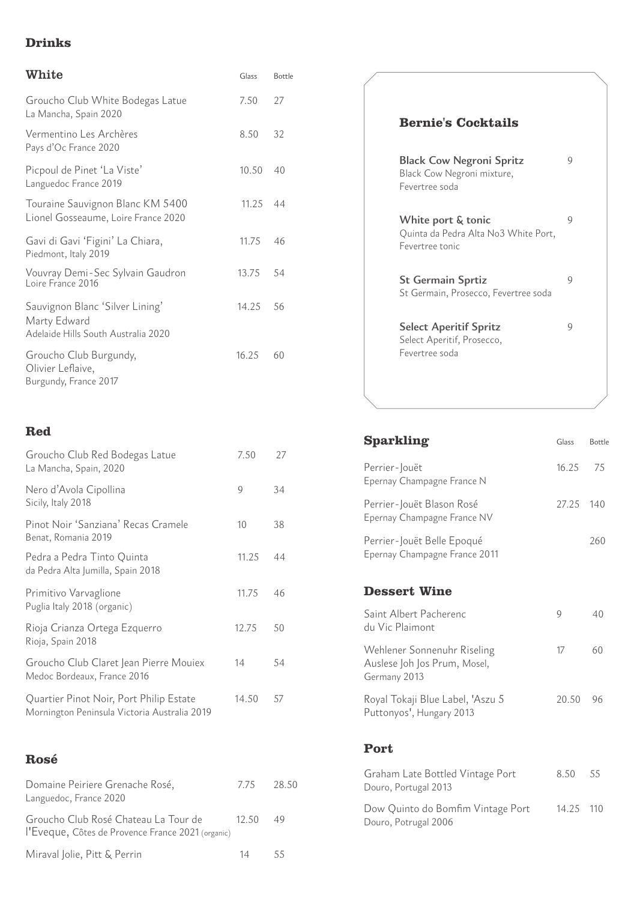# Drinks

## White

| | Glass | Bottle |
|---|---|---|
| Groucho Club White Bodegas Latue<br>La Mancha, Spain 2020 | 7.50 | 27 |
| Vermentino Les Archères<br>Pays d'Oc France 2020 | 8.50 | 32 |
| Picpoul de Pinet 'La Viste'<br>Languedoc France 2019 | 10.50 | 40 |
| Touraine Sauvignon Blanc KM 5400<br>Lionel Gosseaume, Loire France 2020 | 11.25 | 44 |
| Gavi di Gavi 'Figini' La Chiara,<br>Piedmont, Italy 2019 | 11.75 | 46 |
| Vouvray Demi-Sec Sylvain Gaudron<br>Loire France 2016 | 13.75 | 54 |
| Sauvignon Blanc 'Silver Lining'<br>Marty Edward<br>Adelaide Hills South Australia 2020 | 14.25 | 56 |
| Groucho Club Burgundy,<br>Olivier Leflaive,<br>Burgundy, France 2017 | 16.25 | 60 |

## Red

| | | |
|---|---|---|
| Groucho Club Red Bodegas Latue<br>La Mancha, Spain, 2020 | 7.50 | 27 |
| Nero d'Avola Cipollina<br>Sicily, Italy 2018 | 9 | 34 |
| Pinot Noir 'Sanziana' Recas Cramele<br>Benat, Romania 2019 | 10 | 38 |
| Pedra a Pedra Tinto Quinta<br>da Pedra Alta Jumilla, Spain 2018 | 11.25 | 44 |
| Primitivo Varvaglione<br>Puglia Italy 2018 (organic) | 11.75 | 46 |
| Rioja Crianza Ortega Ezquerro<br>Rioja, Spain 2018 | 12.75 | 50 |
| Groucho Club Claret Jean Pierre Mouiex<br>Medoc Bordeaux, France 2016 | 14 | 54 |
| Quartier Pinot Noir, Port Philip Estate<br>Mornington Peninsula Victoria Australia 2019 | 14.50 | 57 |

## Rosé

| | | |
|---|---|---|
| Domaine Peiriere Grenache Rosé,<br>Languedoc, France 2020 | 7.75 | 28.50 |
| Groucho Club Rosé Chateau La Tour de<br>l'Eveque, Côtes de Provence France 2021 (organic) | 12.50 | 49 |
| Miraval Jolie, Pitt & Perrin | 14 | 55 |

## Bernie's Cocktails

| | |
|---|---|
| **Black Cow Negroni Spritz**<br>Black Cow Negroni mixture,<br>Fevertree soda | 9 |
| **White port & tonic**<br>Quinta da Pedra Alta No3 White Port,<br>Fevertree tonic | 9 |
| **St Germain Sprtiz**<br>St Germain, Prosecco, Fevertree soda | 9 |
| **Select Aperitif Spritz**<br>Select Aperitif, Prosecco,<br>Fevertree soda | 9 |

## Sparkling

| | Glass | Bottle |
|---|---|---|
| Perrier-Jouët<br>Epernay Champagne France N | 16.25 | 75 |
| Perrier-Jouët Blason Rosé<br>Epernay Champagne France NV | 27.25 | 140 |
| Perrier-Jouët Belle Epoqué<br>Epernay Champagne France 2011 | | 260 |

## Dessert Wine

| | | |
|---|---|---|
| Saint Albert Pacherenc<br>du Vic Plaimont | 9 | 40 |
| Wehlener Sonnenuhr Riseling<br>Auslese Joh Jos Prum, Mosel,<br>Germany 2013 | 17 | 60 |
| Royal Tokaji Blue Label, 'Aszu 5<br>Puttonyos', Hungary 2013 | 20.50 | 96 |

## Port

| | | |
|---|---|---|
| Graham Late Bottled Vintage Port<br>Douro, Portugal 2013 | 8.50 | 55 |
| Dow Quinto do Bomfim Vintage Port<br>Douro, Potrugal 2006 | 14.25 | 110 |